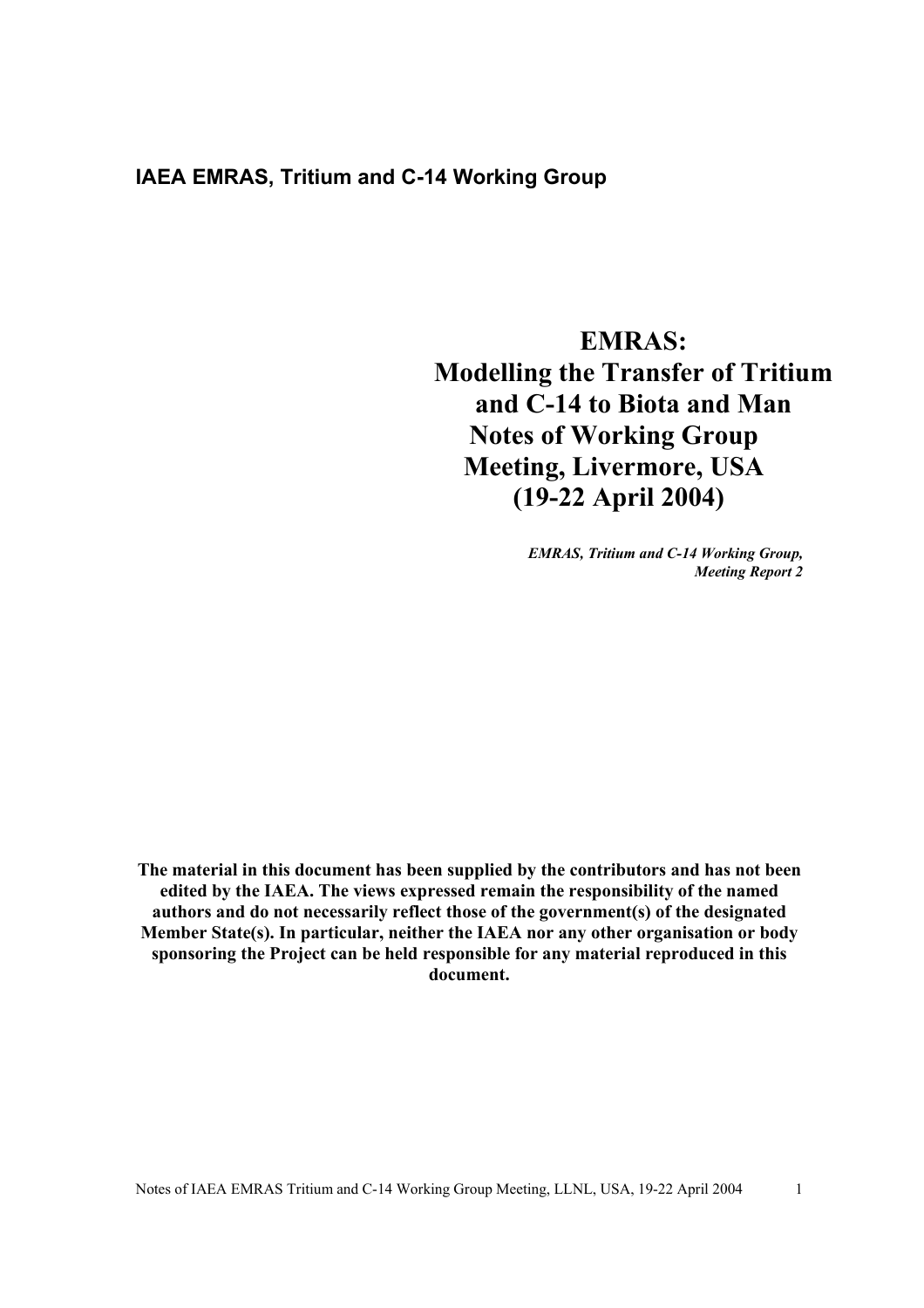**IAEA EMRAS, Tritium and C-14 Working Group**

# EMRAS: Modelling the Transfer of Tritium and C-14 to Biota and Man Notes of Working Group Meeting, Livermore, USA (19-22 April 2004)

***EMRAS, Tritium and C-14 Working Group, Meeting Report 2***

**The material in this document has been supplied by the contributors and has not been edited by the IAEA. The views expressed remain the responsibility of the named authors and do not necessarily reflect those of the government(s) of the designated Member State(s). In particular, neither the IAEA nor any other organisation or body sponsoring the Project can be held responsible for any material reproduced in this document.**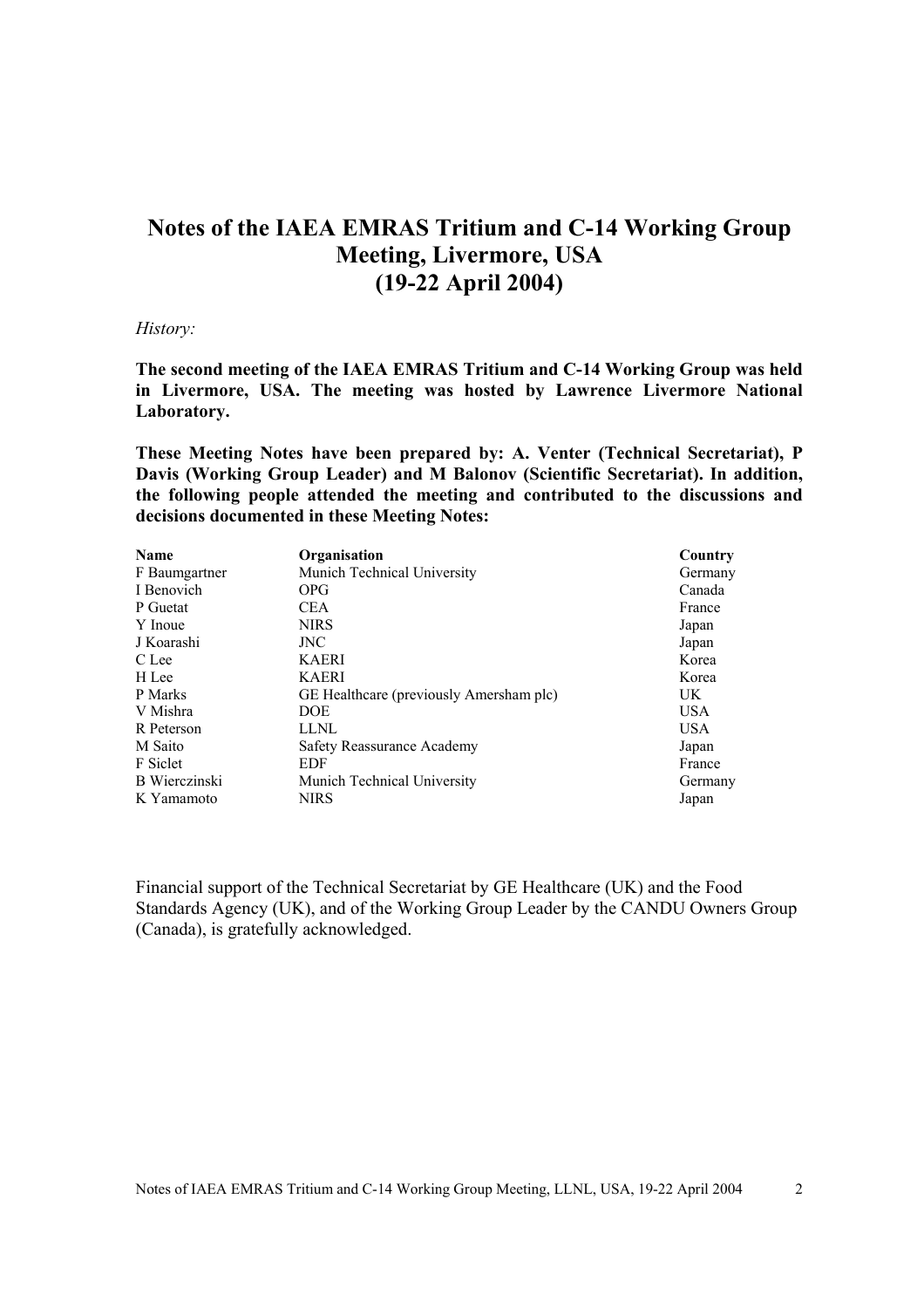# Notes of the IAEA EMRAS Tritium and C-14 Working Group Meeting, Livermore, USA (19-22 April 2004)

*History:*

**The second meeting of the IAEA EMRAS Tritium and C-14 Working Group was held in Livermore, USA. The meeting was hosted by Lawrence Livermore National Laboratory.**

**These Meeting Notes have been prepared by: A. Venter (Technical Secretariat), P Davis (Working Group Leader) and M Balonov (Scientific Secretariat). In addition, the following people attended the meeting and contributed to the discussions and decisions documented in these Meeting Notes:**

| Name | Organisation | Country |
|---|---|---|
| F Baumgartner | Munich Technical University | Germany |
| I Benovich | OPG | Canada |
| P Guetat | CEA | France |
| Y Inoue | NIRS | Japan |
| J Koarashi | JNC | Japan |
| C Lee | KAERI | Korea |
| H Lee | KAERI | Korea |
| P Marks | GE Healthcare (previously Amersham plc) | UK |
| V Mishra | DOE | USA |
| R Peterson | LLNL | USA |
| M Saito | Safety Reassurance Academy | Japan |
| F Siclet | EDF | France |
| B Wierczinski | Munich Technical University | Germany |
| K Yamamoto | NIRS | Japan |

Financial support of the Technical Secretariat by GE Healthcare (UK) and the Food Standards Agency (UK), and of the Working Group Leader by the CANDU Owners Group (Canada), is gratefully acknowledged.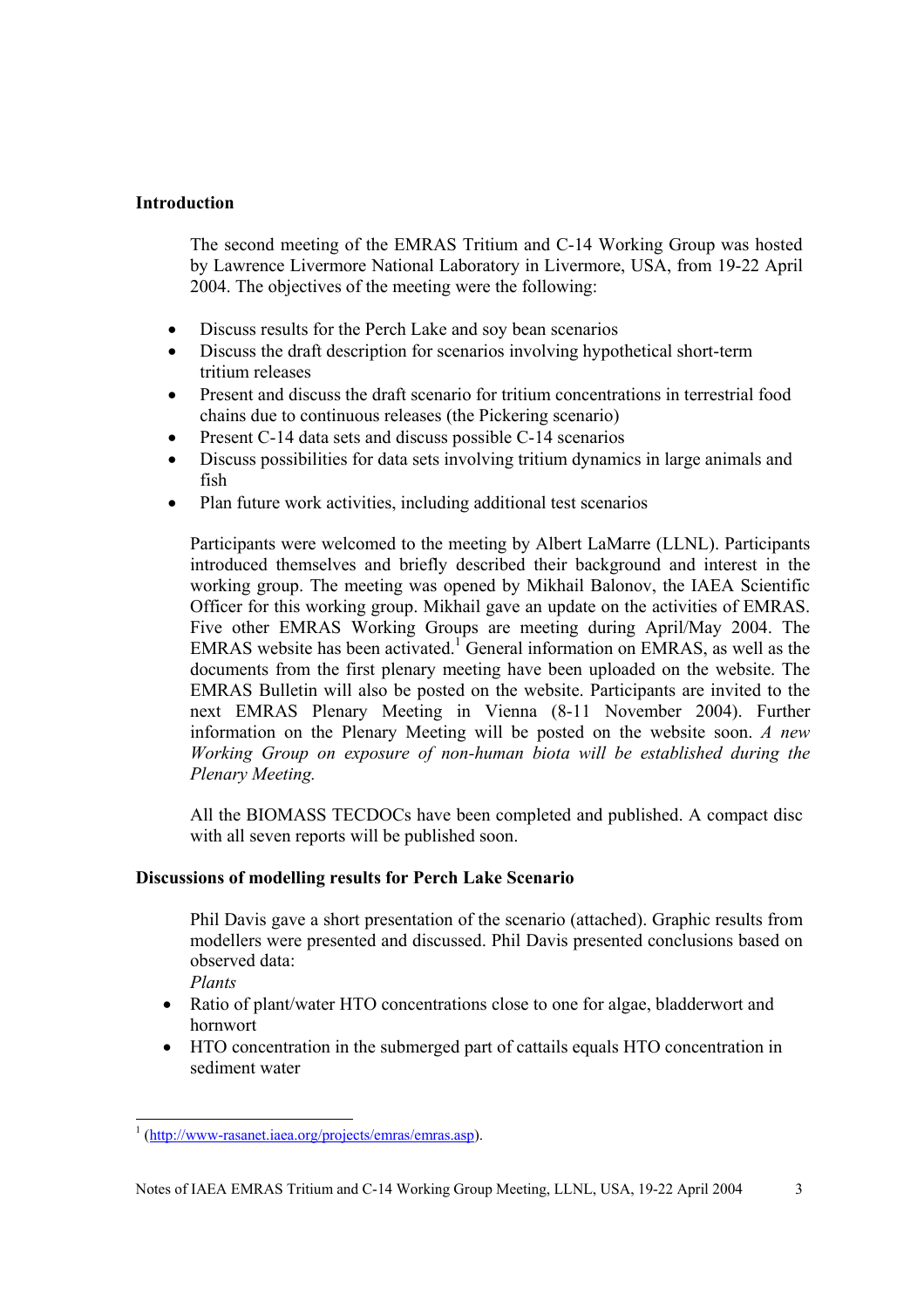## Introduction

The second meeting of the EMRAS Tritium and C-14 Working Group was hosted by Lawrence Livermore National Laboratory in Livermore, USA, from 19-22 April 2004. The objectives of the meeting were the following:

- Discuss results for the Perch Lake and soy bean scenarios
- Discuss the draft description for scenarios involving hypothetical short-term tritium releases
- Present and discuss the draft scenario for tritium concentrations in terrestrial food chains due to continuous releases (the Pickering scenario)
- Present C-14 data sets and discuss possible C-14 scenarios
- Discuss possibilities for data sets involving tritium dynamics in large animals and fish
- Plan future work activities, including additional test scenarios

Participants were welcomed to the meeting by Albert LaMarre (LLNL). Participants introduced themselves and briefly described their background and interest in the working group. The meeting was opened by Mikhail Balonov, the IAEA Scientific Officer for this working group. Mikhail gave an update on the activities of EMRAS. Five other EMRAS Working Groups are meeting during April/May 2004. The EMRAS website has been activated.[1] General information on EMRAS, as well as the documents from the first plenary meeting have been uploaded on the website. The EMRAS Bulletin will also be posted on the website. Participants are invited to the next EMRAS Plenary Meeting in Vienna (8-11 November 2004). Further information on the Plenary Meeting will be posted on the website soon. *A new Working Group on exposure of non-human biota will be established during the Plenary Meeting.*

All the BIOMASS TECDOCs have been completed and published. A compact disc with all seven reports will be published soon.

## Discussions of modelling results for Perch Lake Scenario

Phil Davis gave a short presentation of the scenario (attached). Graphic results from modellers were presented and discussed. Phil Davis presented conclusions based on observed data:

*Plants*

- Ratio of plant/water HTO concentrations close to one for algae, bladderwort and hornwort
- HTO concentration in the submerged part of cattails equals HTO concentration in sediment water

[1] (http://www-rasanet.iaea.org/projects/emras/emras.asp).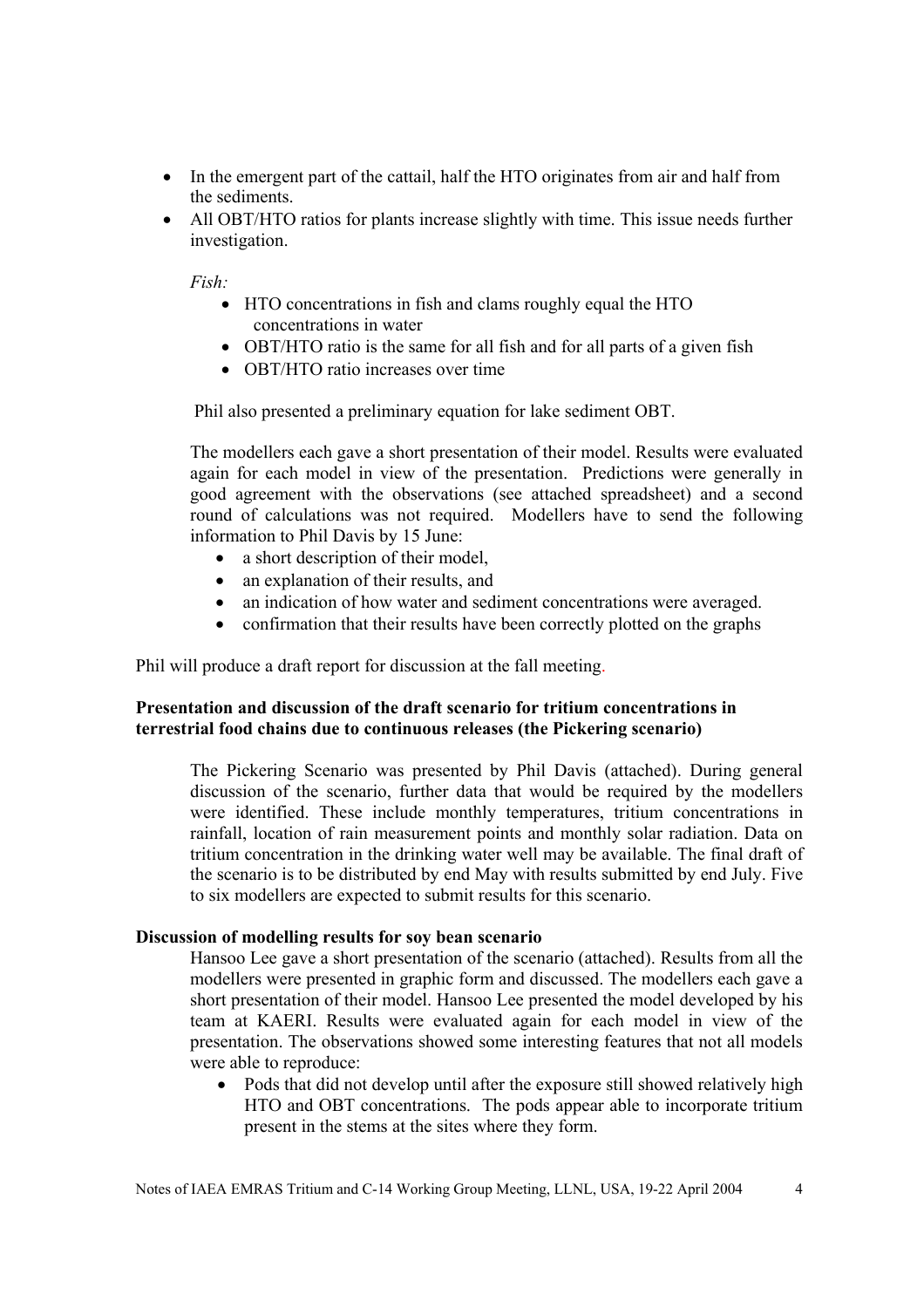- In the emergent part of the cattail, half the HTO originates from air and half from the sediments.
- All OBT/HTO ratios for plants increase slightly with time. This issue needs further investigation.

*Fish:*

- HTO concentrations in fish and clams roughly equal the HTO concentrations in water
- OBT/HTO ratio is the same for all fish and for all parts of a given fish
- OBT/HTO ratio increases over time

Phil also presented a preliminary equation for lake sediment OBT.

The modellers each gave a short presentation of their model. Results were evaluated again for each model in view of the presentation. Predictions were generally in good agreement with the observations (see attached spreadsheet) and a second round of calculations was not required. Modellers have to send the following information to Phil Davis by 15 June:

- a short description of their model,
- an explanation of their results, and
- an indication of how water and sediment concentrations were averaged.
- confirmation that their results have been correctly plotted on the graphs

Phil will produce a draft report for discussion at the fall meeting.

**Presentation and discussion of the draft scenario for tritium concentrations in terrestrial food chains due to continuous releases (the Pickering scenario)**

The Pickering Scenario was presented by Phil Davis (attached). During general discussion of the scenario, further data that would be required by the modellers were identified. These include monthly temperatures, tritium concentrations in rainfall, location of rain measurement points and monthly solar radiation. Data on tritium concentration in the drinking water well may be available. The final draft of the scenario is to be distributed by end May with results submitted by end July. Five to six modellers are expected to submit results for this scenario.

**Discussion of modelling results for soy bean scenario**

Hansoo Lee gave a short presentation of the scenario (attached). Results from all the modellers were presented in graphic form and discussed. The modellers each gave a short presentation of their model. Hansoo Lee presented the model developed by his team at KAERI. Results were evaluated again for each model in view of the presentation. The observations showed some interesting features that not all models were able to reproduce:

- Pods that did not develop until after the exposure still showed relatively high HTO and OBT concentrations. The pods appear able to incorporate tritium present in the stems at the sites where they form.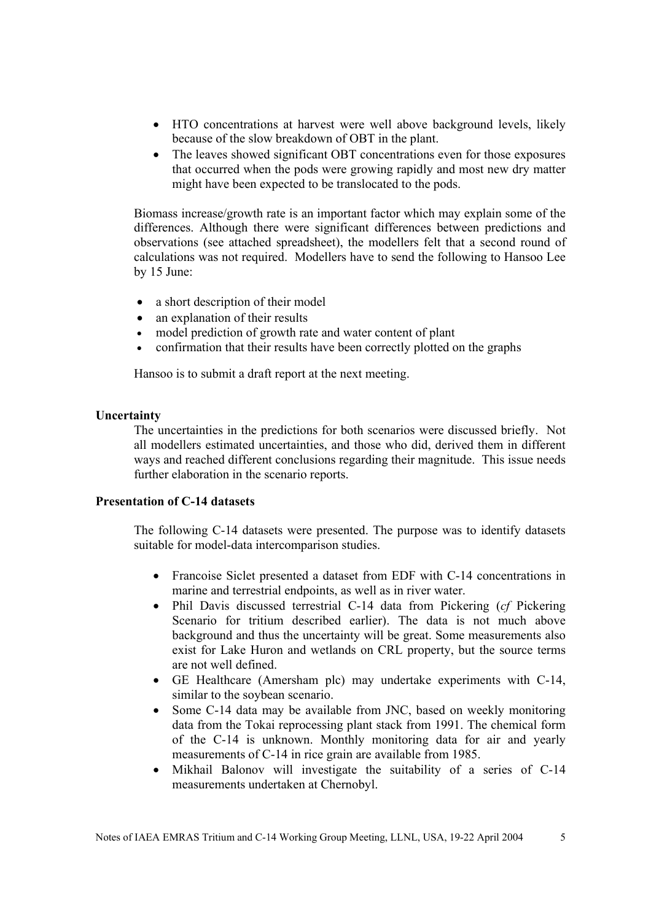- HTO concentrations at harvest were well above background levels, likely because of the slow breakdown of OBT in the plant.
- The leaves showed significant OBT concentrations even for those exposures that occurred when the pods were growing rapidly and most new dry matter might have been expected to be translocated to the pods.

Biomass increase/growth rate is an important factor which may explain some of the differences. Although there were significant differences between predictions and observations (see attached spreadsheet), the modellers felt that a second round of calculations was not required. Modellers have to send the following to Hansoo Lee by 15 June:

- a short description of their model
- an explanation of their results
- model prediction of growth rate and water content of plant
- confirmation that their results have been correctly plotted on the graphs

Hansoo is to submit a draft report at the next meeting.

**Uncertainty**

The uncertainties in the predictions for both scenarios were discussed briefly. Not all modellers estimated uncertainties, and those who did, derived them in different ways and reached different conclusions regarding their magnitude. This issue needs further elaboration in the scenario reports.

**Presentation of C-14 datasets**

The following C-14 datasets were presented. The purpose was to identify datasets suitable for model-data intercomparison studies.

- Francoise Siclet presented a dataset from EDF with C-14 concentrations in marine and terrestrial endpoints, as well as in river water.
- Phil Davis discussed terrestrial C-14 data from Pickering (*cf* Pickering Scenario for tritium described earlier). The data is not much above background and thus the uncertainty will be great. Some measurements also exist for Lake Huron and wetlands on CRL property, but the source terms are not well defined.
- GE Healthcare (Amersham plc) may undertake experiments with C-14, similar to the soybean scenario.
- Some C-14 data may be available from JNC, based on weekly monitoring data from the Tokai reprocessing plant stack from 1991. The chemical form of the C-14 is unknown. Monthly monitoring data for air and yearly measurements of C-14 in rice grain are available from 1985.
- Mikhail Balonov will investigate the suitability of a series of C-14 measurements undertaken at Chernobyl.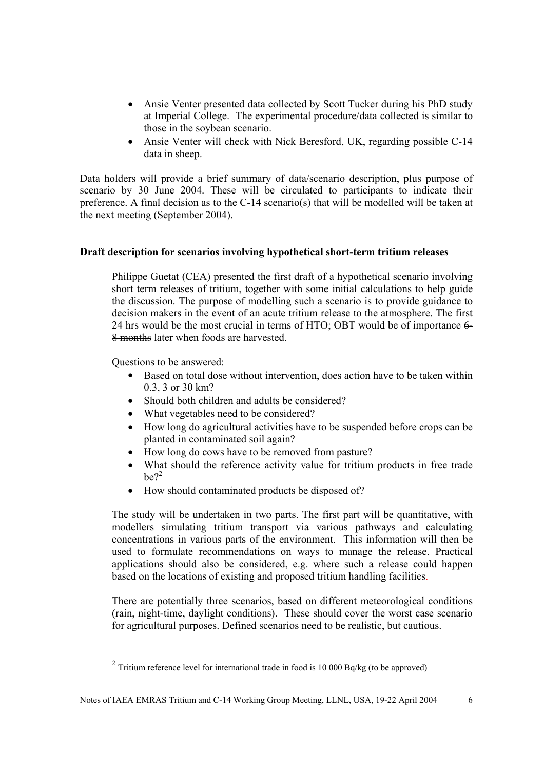- Ansie Venter presented data collected by Scott Tucker during his PhD study at Imperial College. The experimental procedure/data collected is similar to those in the soybean scenario.
- Ansie Venter will check with Nick Beresford, UK, regarding possible C-14 data in sheep.

Data holders will provide a brief summary of data/scenario description, plus purpose of scenario by 30 June 2004. These will be circulated to participants to indicate their preference. A final decision as to the C-14 scenario(s) that will be modelled will be taken at the next meeting (September 2004).

**Draft description for scenarios involving hypothetical short-term tritium releases**

Philippe Guetat (CEA) presented the first draft of a hypothetical scenario involving short term releases of tritium, together with some initial calculations to help guide the discussion. The purpose of modelling such a scenario is to provide guidance to decision makers in the event of an acute tritium release to the atmosphere. The first 24 hrs would be the most crucial in terms of HTO; OBT would be of importance ~~6-8 months~~ later when foods are harvested.

Questions to be answered:

- Based on total dose without intervention, does action have to be taken within 0.3, 3 or 30 km?
- Should both children and adults be considered?
- What vegetables need to be considered?
- How long do agricultural activities have to be suspended before crops can be planted in contaminated soil again?
- How long do cows have to be removed from pasture?
- What should the reference activity value for tritium products in free trade be?[2]
- How should contaminated products be disposed of?

The study will be undertaken in two parts. The first part will be quantitative, with modellers simulating tritium transport via various pathways and calculating concentrations in various parts of the environment. This information will then be used to formulate recommendations on ways to manage the release. Practical applications should also be considered, e.g. where such a release could happen based on the locations of existing and proposed tritium handling facilities.

There are potentially three scenarios, based on different meteorological conditions (rain, night-time, daylight conditions). These should cover the worst case scenario for agricultural purposes. Defined scenarios need to be realistic, but cautious.

[2] Tritium reference level for international trade in food is 10 000 Bq/kg (to be approved)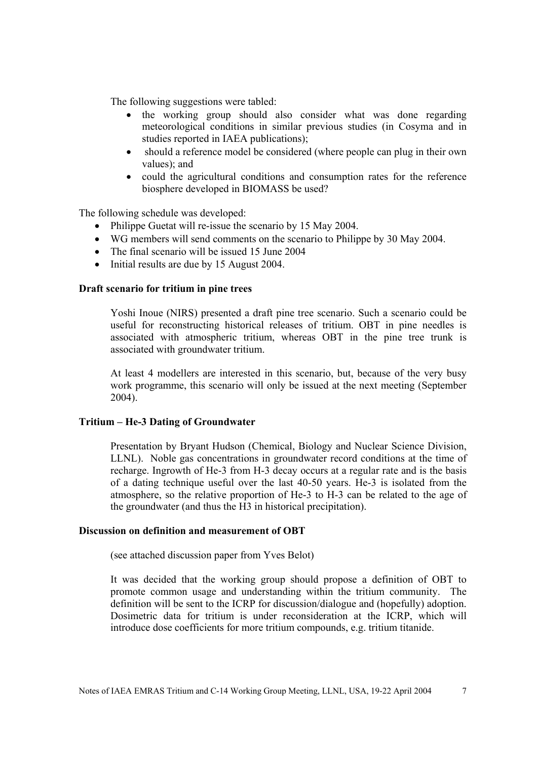The following suggestions were tabled:

- the working group should also consider what was done regarding meteorological conditions in similar previous studies (in Cosyma and in studies reported in IAEA publications);
- should a reference model be considered (where people can plug in their own values); and
- could the agricultural conditions and consumption rates for the reference biosphere developed in BIOMASS be used?

The following schedule was developed:

- Philippe Guetat will re-issue the scenario by 15 May 2004.
- WG members will send comments on the scenario to Philippe by 30 May 2004.
- The final scenario will be issued 15 June 2004
- Initial results are due by 15 August 2004.

**Draft scenario for tritium in pine trees**

Yoshi Inoue (NIRS) presented a draft pine tree scenario. Such a scenario could be useful for reconstructing historical releases of tritium. OBT in pine needles is associated with atmospheric tritium, whereas OBT in the pine tree trunk is associated with groundwater tritium.

At least 4 modellers are interested in this scenario, but, because of the very busy work programme, this scenario will only be issued at the next meeting (September 2004).

**Tritium – He-3 Dating of Groundwater**

Presentation by Bryant Hudson (Chemical, Biology and Nuclear Science Division, LLNL). Noble gas concentrations in groundwater record conditions at the time of recharge. Ingrowth of He-3 from H-3 decay occurs at a regular rate and is the basis of a dating technique useful over the last 40-50 years. He-3 is isolated from the atmosphere, so the relative proportion of He-3 to H-3 can be related to the age of the groundwater (and thus the H3 in historical precipitation).

**Discussion on definition and measurement of OBT**

(see attached discussion paper from Yves Belot)

It was decided that the working group should propose a definition of OBT to promote common usage and understanding within the tritium community. The definition will be sent to the ICRP for discussion/dialogue and (hopefully) adoption. Dosimetric data for tritium is under reconsideration at the ICRP, which will introduce dose coefficients for more tritium compounds, e.g. tritium titanide.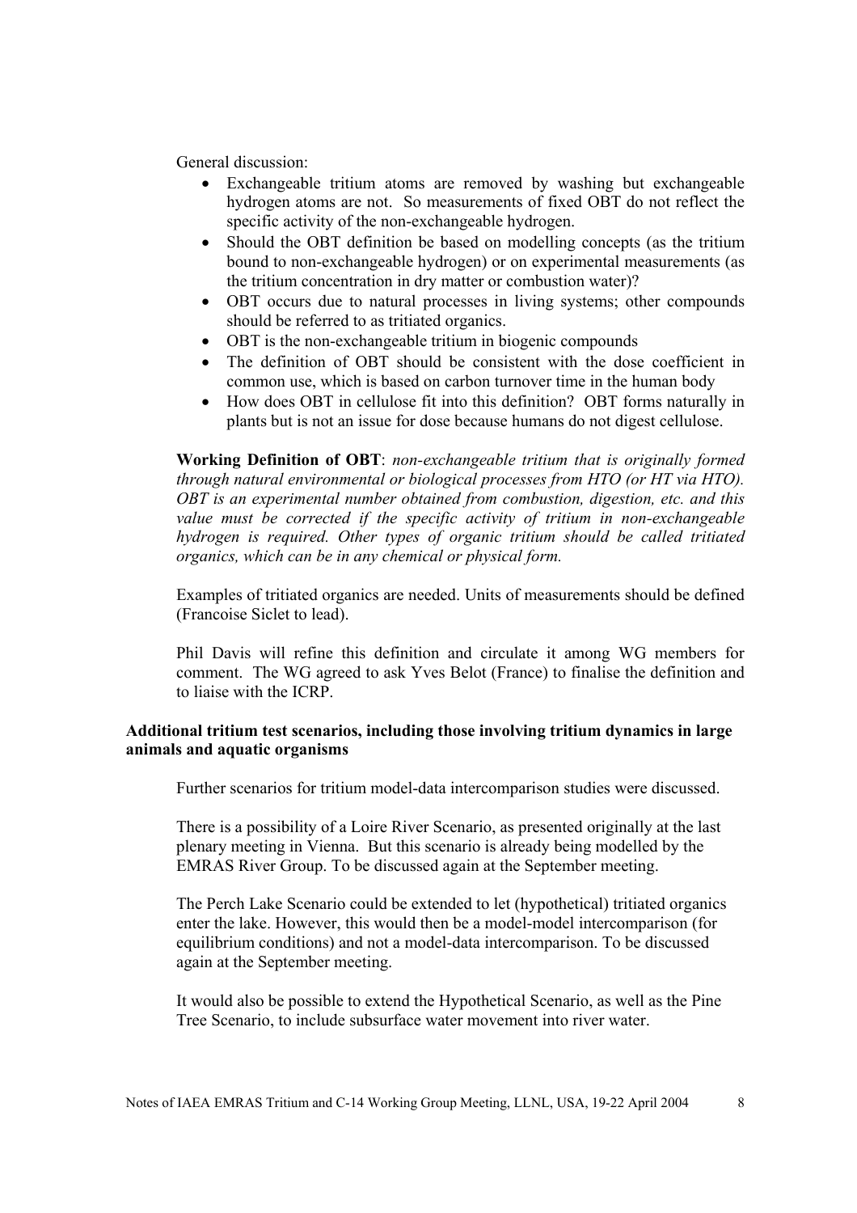General discussion:

- Exchangeable tritium atoms are removed by washing but exchangeable hydrogen atoms are not. So measurements of fixed OBT do not reflect the specific activity of the non-exchangeable hydrogen.
- Should the OBT definition be based on modelling concepts (as the tritium bound to non-exchangeable hydrogen) or on experimental measurements (as the tritium concentration in dry matter or combustion water)?
- OBT occurs due to natural processes in living systems; other compounds should be referred to as tritiated organics.
- OBT is the non-exchangeable tritium in biogenic compounds
- The definition of OBT should be consistent with the dose coefficient in common use, which is based on carbon turnover time in the human body
- How does OBT in cellulose fit into this definition? OBT forms naturally in plants but is not an issue for dose because humans do not digest cellulose.

**Working Definition of OBT**: *non-exchangeable tritium that is originally formed through natural environmental or biological processes from HTO (or HT via HTO). OBT is an experimental number obtained from combustion, digestion, etc. and this value must be corrected if the specific activity of tritium in non-exchangeable hydrogen is required. Other types of organic tritium should be called tritiated organics, which can be in any chemical or physical form.*

Examples of tritiated organics are needed. Units of measurements should be defined (Francoise Siclet to lead).

Phil Davis will refine this definition and circulate it among WG members for comment. The WG agreed to ask Yves Belot (France) to finalise the definition and to liaise with the ICRP.

**Additional tritium test scenarios, including those involving tritium dynamics in large animals and aquatic organisms**

Further scenarios for tritium model-data intercomparison studies were discussed.

There is a possibility of a Loire River Scenario, as presented originally at the last plenary meeting in Vienna. But this scenario is already being modelled by the EMRAS River Group. To be discussed again at the September meeting.

The Perch Lake Scenario could be extended to let (hypothetical) tritiated organics enter the lake. However, this would then be a model-model intercomparison (for equilibrium conditions) and not a model-data intercomparison. To be discussed again at the September meeting.

It would also be possible to extend the Hypothetical Scenario, as well as the Pine Tree Scenario, to include subsurface water movement into river water.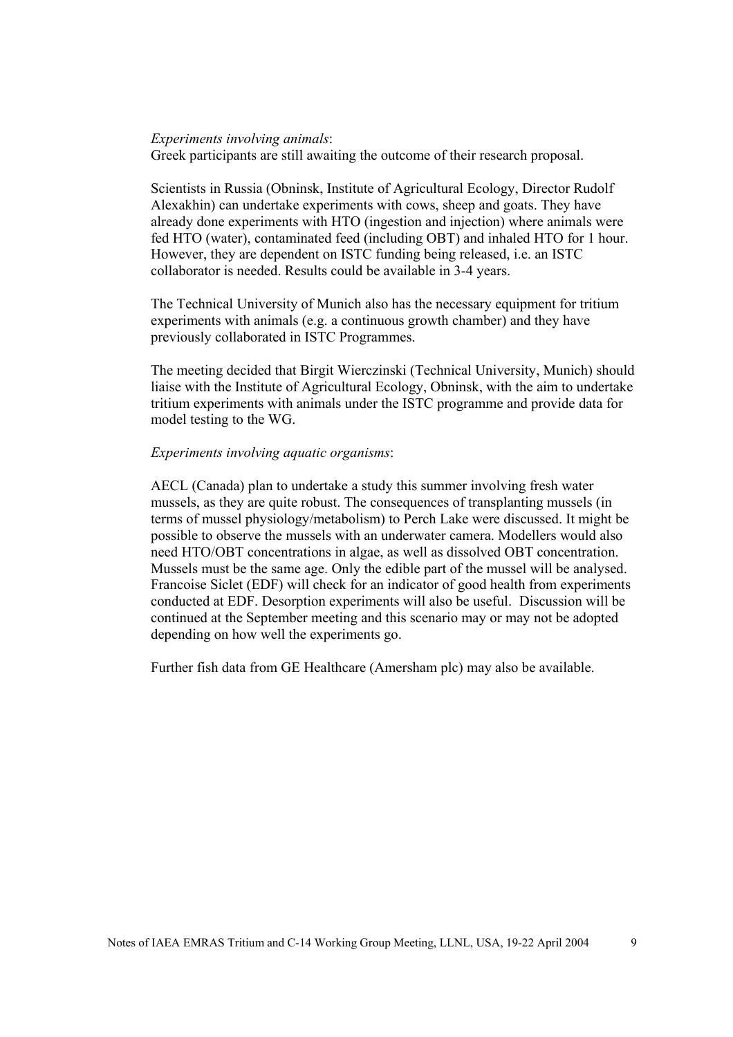*Experiments involving animals*:
Greek participants are still awaiting the outcome of their research proposal.

Scientists in Russia (Obninsk, Institute of Agricultural Ecology, Director Rudolf Alexakhin) can undertake experiments with cows, sheep and goats. They have already done experiments with HTO (ingestion and injection) where animals were fed HTO (water), contaminated feed (including OBT) and inhaled HTO for 1 hour. However, they are dependent on ISTC funding being released, i.e. an ISTC collaborator is needed. Results could be available in 3-4 years.

The Technical University of Munich also has the necessary equipment for tritium experiments with animals (e.g. a continuous growth chamber) and they have previously collaborated in ISTC Programmes.

The meeting decided that Birgit Wierczinski (Technical University, Munich) should liaise with the Institute of Agricultural Ecology, Obninsk, with the aim to undertake tritium experiments with animals under the ISTC programme and provide data for model testing to the WG.

*Experiments involving aquatic organisms*:

AECL (Canada) plan to undertake a study this summer involving fresh water mussels, as they are quite robust. The consequences of transplanting mussels (in terms of mussel physiology/metabolism) to Perch Lake were discussed. It might be possible to observe the mussels with an underwater camera. Modellers would also need HTO/OBT concentrations in algae, as well as dissolved OBT concentration. Mussels must be the same age. Only the edible part of the mussel will be analysed. Francoise Siclet (EDF) will check for an indicator of good health from experiments conducted at EDF. Desorption experiments will also be useful. Discussion will be continued at the September meeting and this scenario may or may not be adopted depending on how well the experiments go.

Further fish data from GE Healthcare (Amersham plc) may also be available.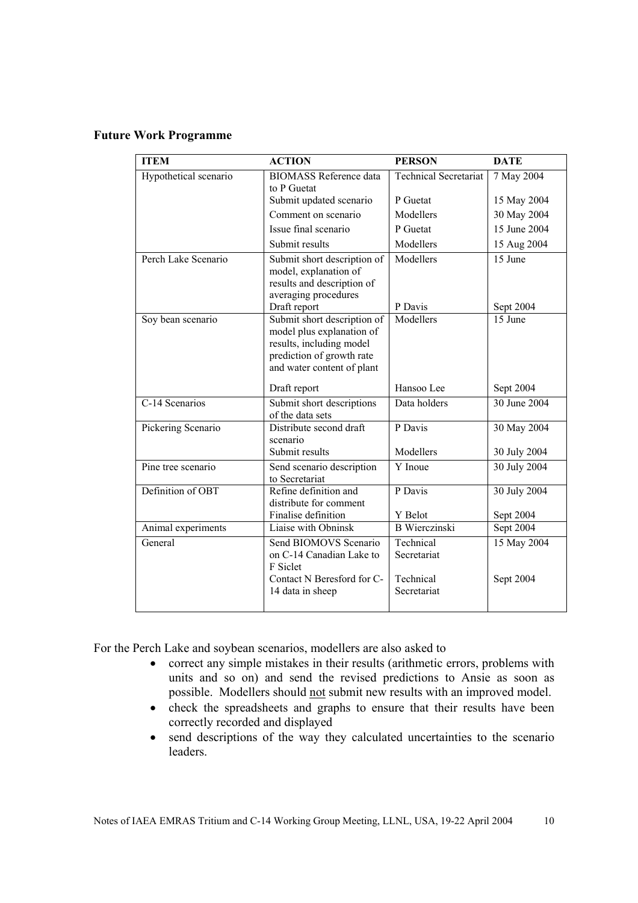**Future Work Programme**

| ITEM | ACTION | PERSON | DATE |
|---|---|---|---|
| Hypothetical scenario | BIOMASS Reference data to P Guetat | Technical Secretariat | 7 May 2004 |
| | Submit updated scenario | P Guetat | 15 May 2004 |
| | Comment on scenario | Modellers | 30 May 2004 |
| | Issue final scenario | P Guetat | 15 June 2004 |
| | Submit results | Modellers | 15 Aug 2004 |
| Perch Lake Scenario | Submit short description of model, explanation of results and description of averaging procedures | Modellers | 15 June |
| | Draft report | P Davis | Sept 2004 |
| Soy bean scenario | Submit short description of model plus explanation of results, including model prediction of growth rate and water content of plant | Modellers | 15 June |
| | Draft report | Hansoo Lee | Sept 2004 |
| C-14 Scenarios | Submit short descriptions of the data sets | Data holders | 30 June 2004 |
| Pickering Scenario | Distribute second draft scenario | P Davis | 30 May 2004 |
| | Submit results | Modellers | 30 July 2004 |
| Pine tree scenario | Send scenario description to Secretariat | Y Inoue | 30 July 2004 |
| Definition of OBT | Refine definition and distribute for comment | P Davis | 30 July 2004 |
| | Finalise definition | Y Belot | Sept 2004 |
| Animal experiments | Liaise with Obninsk | B Wierczinski | Sept 2004 |
| General | Send BIOMOVS Scenario on C-14 Canadian Lake to F Siclet | Technical Secretariat | 15 May 2004 |
| | Contact N Beresford for C-14 data in sheep | Technical Secretariat | Sept 2004 |

For the Perch Lake and soybean scenarios, modellers are also asked to

- correct any simple mistakes in their results (arithmetic errors, problems with units and so on) and send the revised predictions to Ansie as soon as possible. Modellers should not submit new results with an improved model.
- check the spreadsheets and graphs to ensure that their results have been correctly recorded and displayed
- send descriptions of the way they calculated uncertainties to the scenario leaders.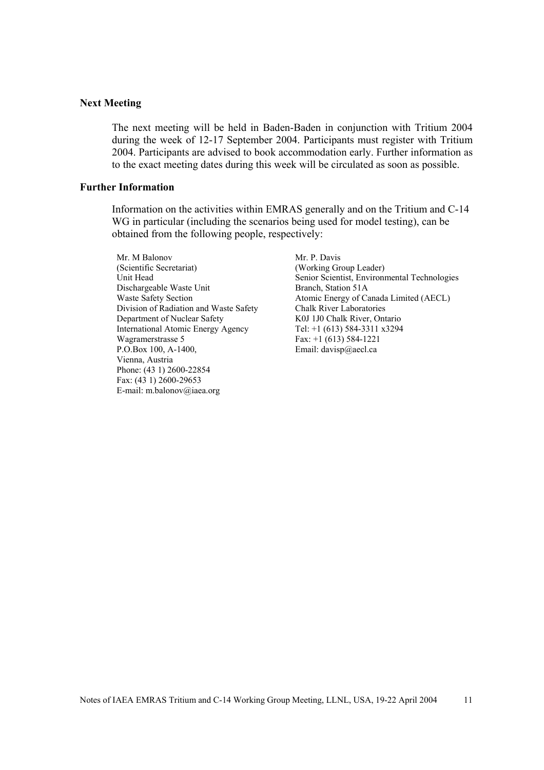**Next Meeting**

The next meeting will be held in Baden-Baden in conjunction with Tritium 2004 during the week of 12-17 September 2004. Participants must register with Tritium 2004. Participants are advised to book accommodation early. Further information as to the exact meeting dates during this week will be circulated as soon as possible.

**Further Information**

Information on the activities within EMRAS generally and on the Tritium and C-14 WG in particular (including the scenarios being used for model testing), can be obtained from the following people, respectively:

Mr. M Balonov
(Scientific Secretariat)
Unit Head
Dischargeable Waste Unit
Waste Safety Section
Division of Radiation and Waste Safety
Department of Nuclear Safety
International Atomic Energy Agency
Wagramerstrasse 5
P.O.Box 100, A-1400,
Vienna, Austria
Phone: (43 1) 2600-22854
Fax: (43 1) 2600-29653
E-mail: m.balonov@iaea.org

Mr. P. Davis
(Working Group Leader)
Senior Scientist, Environmental Technologies Branch, Station 51A
Atomic Energy of Canada Limited (AECL)
Chalk River Laboratories
K0J 1J0 Chalk River, Ontario
Tel: +1 (613) 584-3311 x3294
Fax: +1 (613) 584-1221
Email: davisp@aecl.ca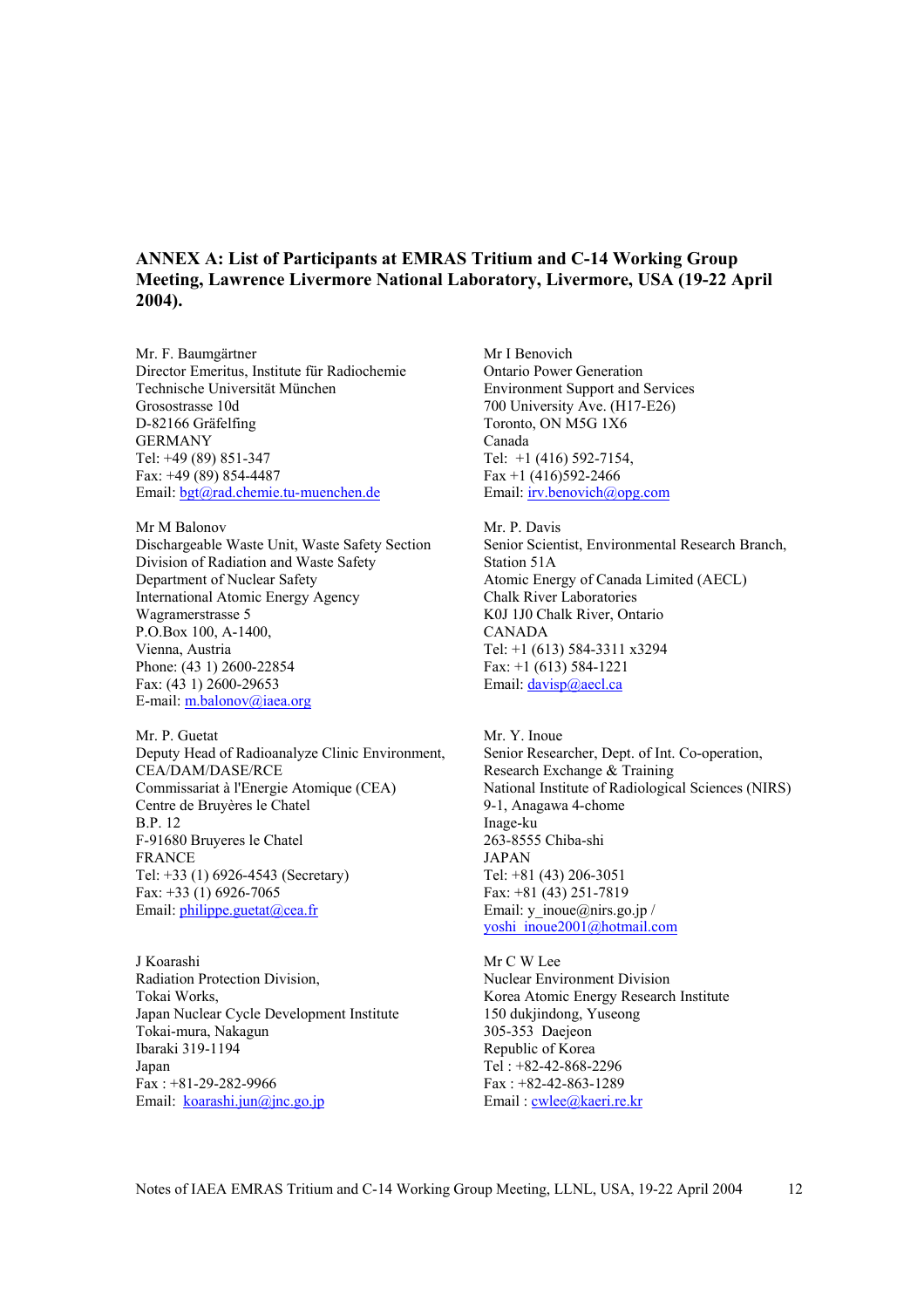**ANNEX A: List of Participants at EMRAS Tritium and C-14 Working Group Meeting, Lawrence Livermore National Laboratory, Livermore, USA (19-22 April 2004).**

Mr. F. Baumgärtner
Director Emeritus, Institute für Radiochemie
Technische Universität München
Grosostrasse 10d
D-82166 Gräfelfing
GERMANY
Tel: +49 (89) 851-347
Fax: +49 (89) 854-4487
Email: bgt@rad.chemie.tu-muenchen.de

Mr M Balonov
Dischargeable Waste Unit, Waste Safety Section
Division of Radiation and Waste Safety
Department of Nuclear Safety
International Atomic Energy Agency
Wagramerstrasse 5
P.O.Box 100, A-1400,
Vienna, Austria
Phone: (43 1) 2600-22854
Fax: (43 1) 2600-29653
E-mail: m.balonov@iaea.org

Mr. P. Guetat
Deputy Head of Radioanalyze Clinic Environment,
CEA/DAM/DASE/RCE
Commissariat à l'Energie Atomique (CEA)
Centre de Bruyères le Chatel
B.P. 12
F-91680 Bruyeres le Chatel
FRANCE
Tel: +33 (1) 6926-4543 (Secretary)
Fax: +33 (1) 6926-7065
Email: philippe.guetat@cea.fr

J Koarashi
Radiation Protection Division,
Tokai Works,
Japan Nuclear Cycle Development Institute
Tokai-mura, Nakagun
Ibaraki 319-1194
Japan
Fax : +81-29-282-9966
Email: koarashi.jun@jnc.go.jp

Mr I Benovich
Ontario Power Generation
Environment Support and Services
700 University Ave. (H17-E26)
Toronto, ON M5G 1X6
Canada
Tel: +1 (416) 592-7154,
Fax +1 (416)592-2466
Email: irv.benovich@opg.com

Mr. P. Davis
Senior Scientist, Environmental Research Branch,
Station 51A
Atomic Energy of Canada Limited (AECL)
Chalk River Laboratories
K0J 1J0 Chalk River, Ontario
CANADA
Tel: +1 (613) 584-3311 x3294
Fax: +1 (613) 584-1221
Email: davisp@aecl.ca

Mr. Y. Inoue
Senior Researcher, Dept. of Int. Co-operation,
Research Exchange & Training
National Institute of Radiological Sciences (NIRS)
9-1, Anagawa 4-chome
Inage-ku
263-8555 Chiba-shi
JAPAN
Tel: +81 (43) 206-3051
Fax: +81 (43) 251-7819
Email: y_inoue@nirs.go.jp /
yoshi_inoue2001@hotmail.com

Mr C W Lee
Nuclear Environment Division
Korea Atomic Energy Research Institute
150 dukjindong, Yuseong
305-353 Daejeon
Republic of Korea
Tel : +82-42-868-2296
Fax : +82-42-863-1289
Email : cwlee@kaeri.re.kr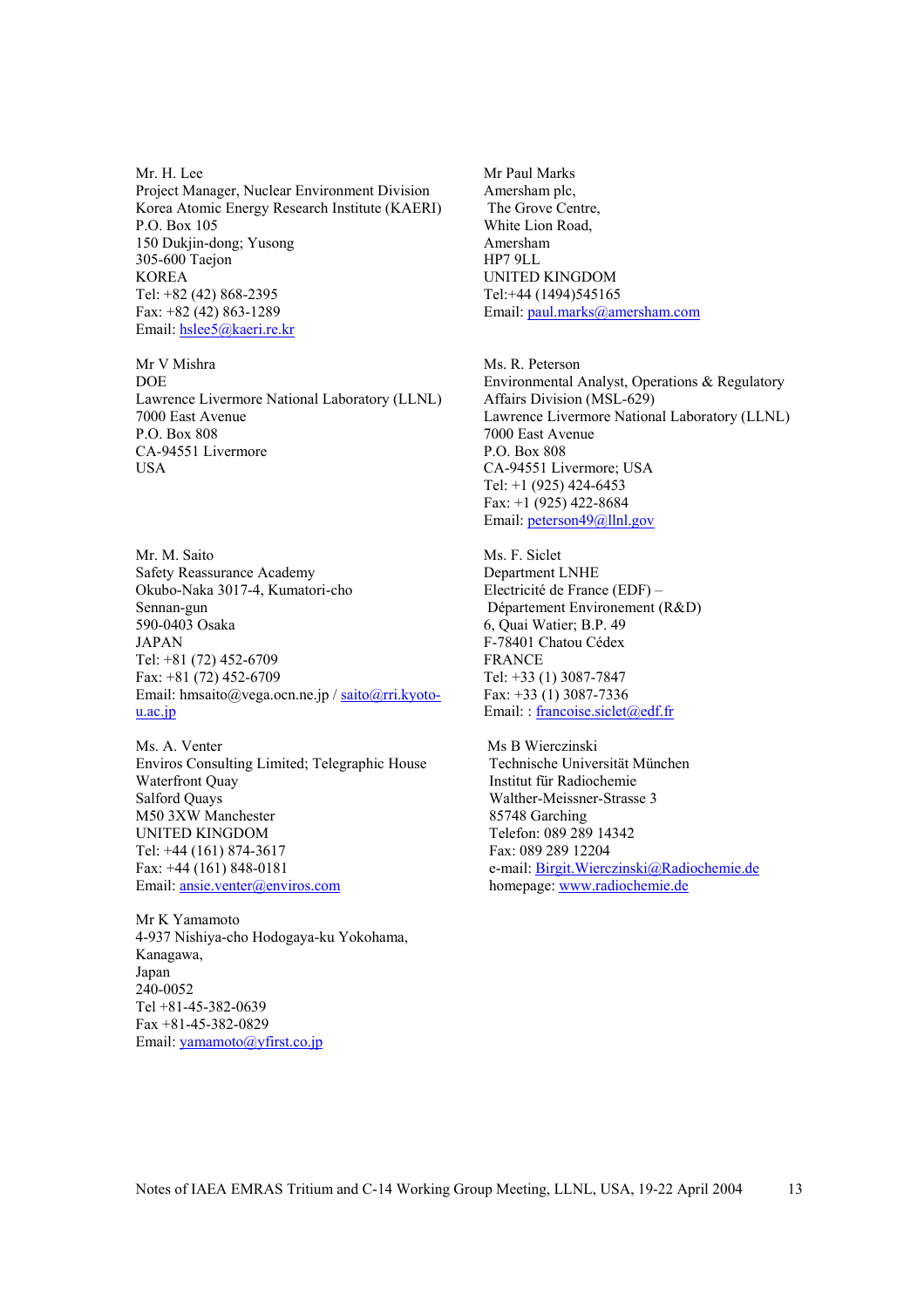Mr. H. Lee
Project Manager, Nuclear Environment Division
Korea Atomic Energy Research Institute (KAERI)
P.O. Box 105
150 Dukjin-dong; Yusong
305-600 Taejon
KOREA
Tel: +82 (42) 868-2395
Fax: +82 (42) 863-1289
Email: hslee5@kaeri.re.kr

Mr Paul Marks
Amersham plc,
The Grove Centre,
White Lion Road,
Amersham
HP7 9LL
UNITED KINGDOM
Tel:+44 (1494)545165
Email: paul.marks@amersham.com

Mr V Mishra
DOE
Lawrence Livermore National Laboratory (LLNL)
7000 East Avenue
P.O. Box 808
CA-94551 Livermore
USA

Ms. R. Peterson
Environmental Analyst, Operations & Regulatory Affairs Division (MSL-629)
Lawrence Livermore National Laboratory (LLNL)
7000 East Avenue
P.O. Box 808
CA-94551 Livermore; USA
Tel: +1 (925) 424-6453
Fax: +1 (925) 422-8684
Email: peterson49@llnl.gov

Mr. M. Saito
Safety Reassurance Academy
Okubo-Naka 3017-4, Kumatori-cho
Sennan-gun
590-0403 Osaka
JAPAN
Tel: +81 (72) 452-6709
Fax: +81 (72) 452-6709
Email: hmsaito@vega.ocn.ne.jp / saito@rri.kyoto-u.ac.jp

Ms. F. Siclet
Department LNHE
Electricité de France (EDF) –
Département Environement (R&D)
6, Quai Watier; B.P. 49
F-78401 Chatou Cédex
FRANCE
Tel: +33 (1) 3087-7847
Fax: +33 (1) 3087-7336
Email: : francoise.siclet@edf.fr

Ms. A. Venter
Enviros Consulting Limited; Telegraphic House
Waterfront Quay
Salford Quays
M50 3XW Manchester
UNITED KINGDOM
Tel: +44 (161) 874-3617
Fax: +44 (161) 848-0181
Email: ansie.venter@enviros.com

Ms B Wierczinski
Technische Universität München
Institut für Radiochemie
Walther-Meissner-Strasse 3
85748 Garching
Telefon: 089 289 14342
Fax: 089 289 12204
e-mail: Birgit.Wierczinski@Radiochemie.de
homepage: www.radiochemie.de

Mr K Yamamoto
4-937 Nishiya-cho Hodogaya-ku Yokohama,
Kanagawa,
Japan
240-0052
Tel +81-45-382-0639
Fax +81-45-382-0829
Email: yamamoto@yfirst.co.jp